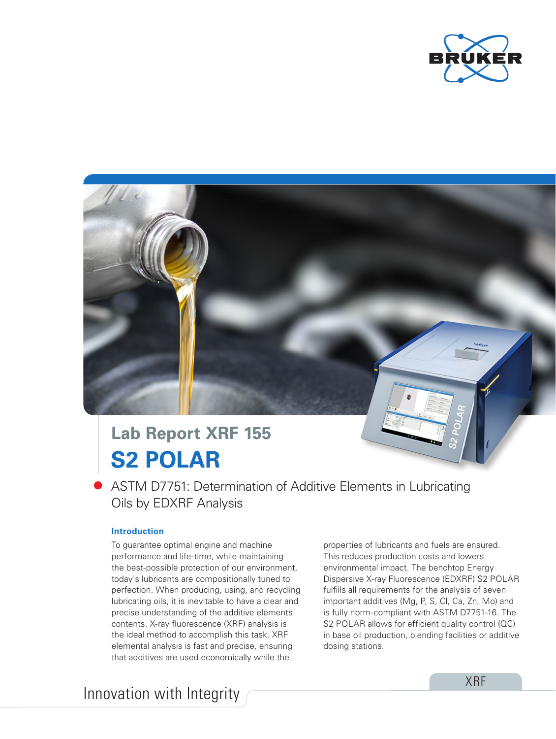# Lab Report XRF 155

# S2 POLAR

## ASTM D7751: Determination of Additive Elements in Lubricating Oils by EDXRF Analysis

### Introduction

To guarantee optimal engine and machine performance and life-time, while maintaining the best-possible protection of our environment, today's lubricants are compositionally tuned to perfection. When producing, using, and recycling lubricating oils, it is inevitable to have a clear and precise understanding of the additive elements contents. X-ray fluorescence (XRF) analysis is the ideal method to accomplish this task. XRF elemental analysis is fast and precise, ensuring that additives are used economically while the properties of lubricants and fuels are ensured. This reduces production costs and lowers environmental impact. The benchtop Energy Dispersive X-ray Fluorescence (EDXRF) S2 POLAR fulfills all requirements for the analysis of seven important additives (Mg, P, S, Cl, Ca, Zn, Mo) and is fully norm-compliant with ASTM D7751-16. The S2 POLAR allows for efficient quality control (QC) in base oil production, blending facilities or additive dosing stations.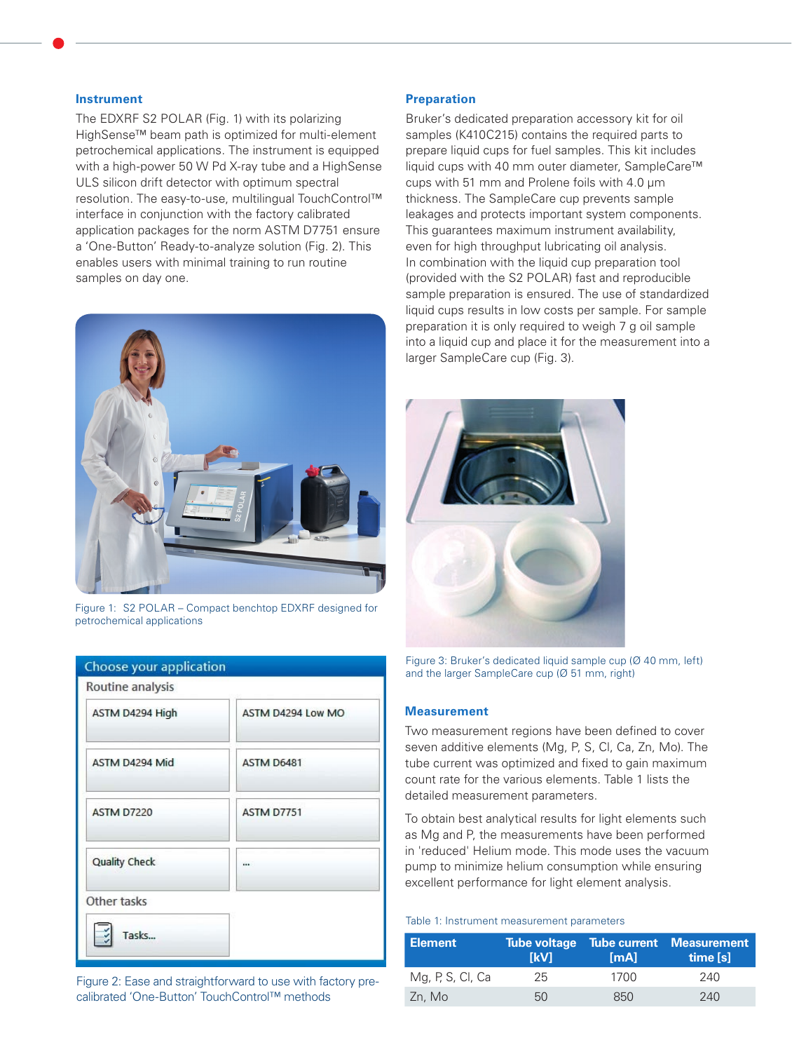## Instrument

The EDXRF S2 POLAR (Fig. 1) with its polarizing HighSense™ beam path is optimized for multi-element petrochemical applications. The instrument is equipped with a high-power 50 W Pd X-ray tube and a HighSense ULS silicon drift detector with optimum spectral resolution. The easy-to-use, multilingual TouchControl™ interface in conjunction with the factory calibrated application packages for the norm ASTM D7751 ensure a 'One-Button' Ready-to-analyze solution (Fig. 2). This enables users with minimal training to run routine samples on day one.

Figure 1: S2 POLAR – Compact benchtop EDXRF designed for petrochemical applications

Choose your application

Routine analysis

| | |
|---|---|
| ASTM D4294 High | ASTM D4294 Low MO |
| ASTM D4294 Mid | ASTM D6481 |
| ASTM D7220 | ASTM D7751 |
| Quality Check | ... |

Other tasks

Tasks...

Figure 2: Ease and straightforward to use with factory pre-calibrated 'One-Button' TouchControl™ methods

## Preparation

Bruker's dedicated preparation accessory kit for oil samples (K410C215) contains the required parts to prepare liquid cups for fuel samples. This kit includes liquid cups with 40 mm outer diameter, SampleCare™ cups with 51 mm and Prolene foils with 4.0 µm thickness. The SampleCare cup prevents sample leakages and protects important system components. This guarantees maximum instrument availability, even for high throughput lubricating oil analysis. In combination with the liquid cup preparation tool (provided with the S2 POLAR) fast and reproducible sample preparation is ensured. The use of standardized liquid cups results in low costs per sample. For sample preparation it is only required to weigh 7 g oil sample into a liquid cup and place it for the measurement into a larger SampleCare cup (Fig. 3).

Figure 3: Bruker's dedicated liquid sample cup (Ø 40 mm, left) and the larger SampleCare cup (Ø 51 mm, right)

## Measurement

Two measurement regions have been defined to cover seven additive elements (Mg, P, S, Cl, Ca, Zn, Mo). The tube current was optimized and fixed to gain maximum count rate for the various elements. Table 1 lists the detailed measurement parameters.

To obtain best analytical results for light elements such as Mg and P, the measurements have been performed in 'reduced' Helium mode. This mode uses the vacuum pump to minimize helium consumption while ensuring excellent performance for light element analysis.

Table 1: Instrument measurement parameters

| Element | Tube voltage [kV] | Tube current [mA] | Measurement time [s] |
|---|---|---|---|
| Mg, P, S, Cl, Ca | 25 | 1700 | 240 |
| Zn, Mo | 50 | 850 | 240 |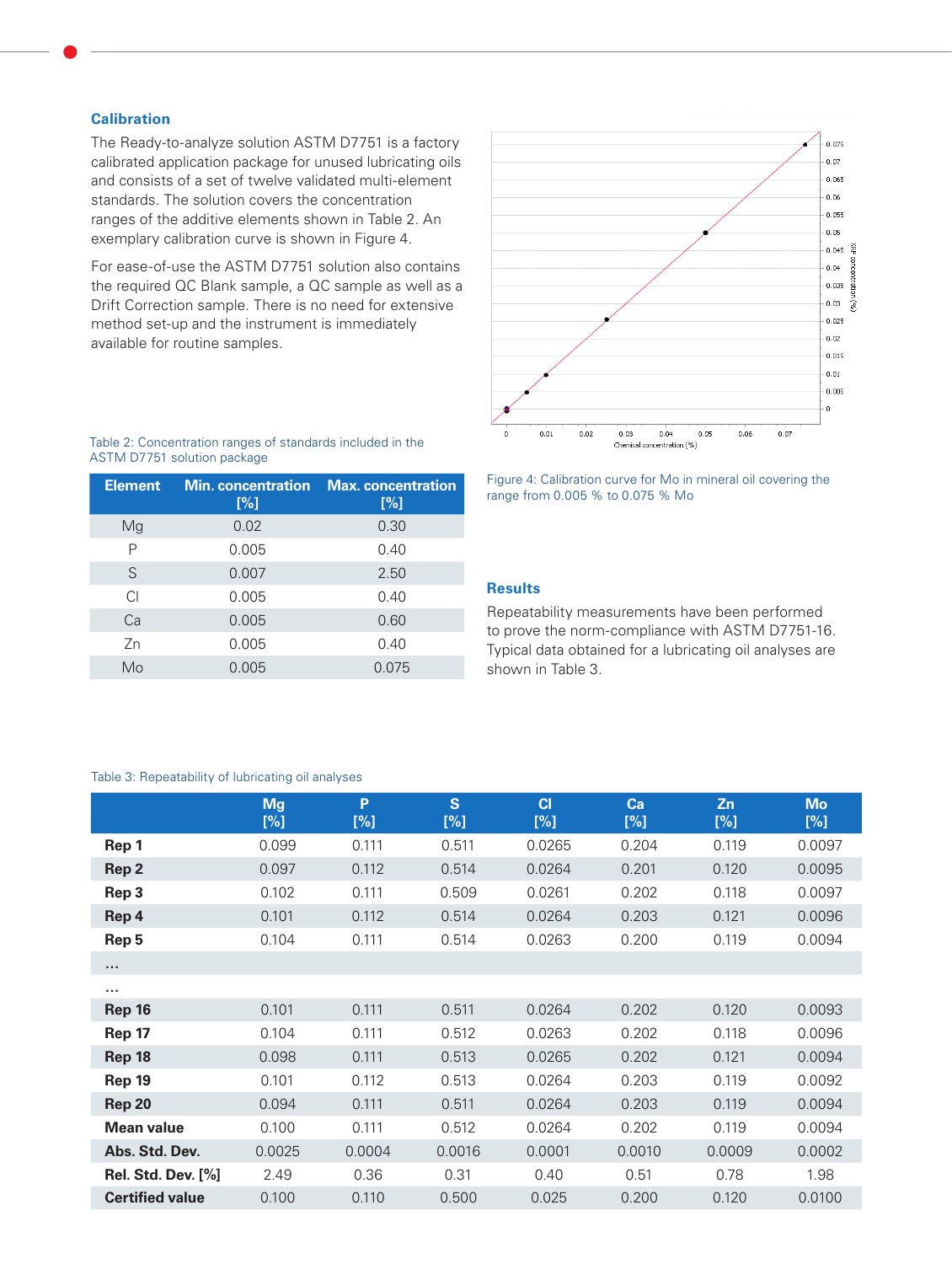### Calibration

The Ready-to-analyze solution ASTM D7751 is a factory calibrated application package for unused lubricating oils and consists of a set of twelve validated multi-element standards. The solution covers the concentration ranges of the additive elements shown in Table 2. An exemplary calibration curve is shown in Figure 4.

For ease-of-use the ASTM D7751 solution also contains the required QC Blank sample, a QC sample as well as a Drift Correction sample. There is no need for extensive method set-up and the instrument is immediately available for routine samples.

Table 2: Concentration ranges of standards included in the ASTM D7751 solution package

| Element | Min. concentration [%] | Max. concentration [%] |
|---|---|---|
| Mg | 0.02 | 0.30 |
| P | 0.005 | 0.40 |
| S | 0.007 | 2.50 |
| Cl | 0.005 | 0.40 |
| Ca | 0.005 | 0.60 |
| Zn | 0.005 | 0.40 |
| Mo | 0.005 | 0.075 |

Figure 4: Calibration curve for Mo in mineral oil covering the range from 0.005 % to 0.075 % Mo

### Results

Repeatability measurements have been performed to prove the norm-compliance with ASTM D7751-16. Typical data obtained for a lubricating oil analyses are shown in Table 3.

Table 3: Repeatability of lubricating oil analyses

| | Mg [%] | P [%] | S [%] | Cl [%] | Ca [%] | Zn [%] | Mo [%] |
|---|---|---|---|---|---|---|---|
| **Rep 1** | 0.099 | 0.111 | 0.511 | 0.0265 | 0.204 | 0.119 | 0.0097 |
| **Rep 2** | 0.097 | 0.112 | 0.514 | 0.0264 | 0.201 | 0.120 | 0.0095 |
| **Rep 3** | 0.102 | 0.111 | 0.509 | 0.0261 | 0.202 | 0.118 | 0.0097 |
| **Rep 4** | 0.101 | 0.112 | 0.514 | 0.0264 | 0.203 | 0.121 | 0.0096 |
| **Rep 5** | 0.104 | 0.111 | 0.514 | 0.0263 | 0.200 | 0.119 | 0.0094 |
| … | | | | | | | |
| … | | | | | | | |
| **Rep 16** | 0.101 | 0.111 | 0.511 | 0.0264 | 0.202 | 0.120 | 0.0093 |
| **Rep 17** | 0.104 | 0.111 | 0.512 | 0.0263 | 0.202 | 0.118 | 0.0096 |
| **Rep 18** | 0.098 | 0.111 | 0.513 | 0.0265 | 0.202 | 0.121 | 0.0094 |
| **Rep 19** | 0.101 | 0.112 | 0.513 | 0.0264 | 0.203 | 0.119 | 0.0092 |
| **Rep 20** | 0.094 | 0.111 | 0.511 | 0.0264 | 0.203 | 0.119 | 0.0094 |
| **Mean value** | 0.100 | 0.111 | 0.512 | 0.0264 | 0.202 | 0.119 | 0.0094 |
| **Abs. Std. Dev.** | 0.0025 | 0.0004 | 0.0016 | 0.0001 | 0.0010 | 0.0009 | 0.0002 |
| **Rel. Std. Dev. [%]** | 2.49 | 0.36 | 0.31 | 0.40 | 0.51 | 0.78 | 1.98 |
| **Certified value** | 0.100 | 0.110 | 0.500 | 0.025 | 0.200 | 0.120 | 0.0100 |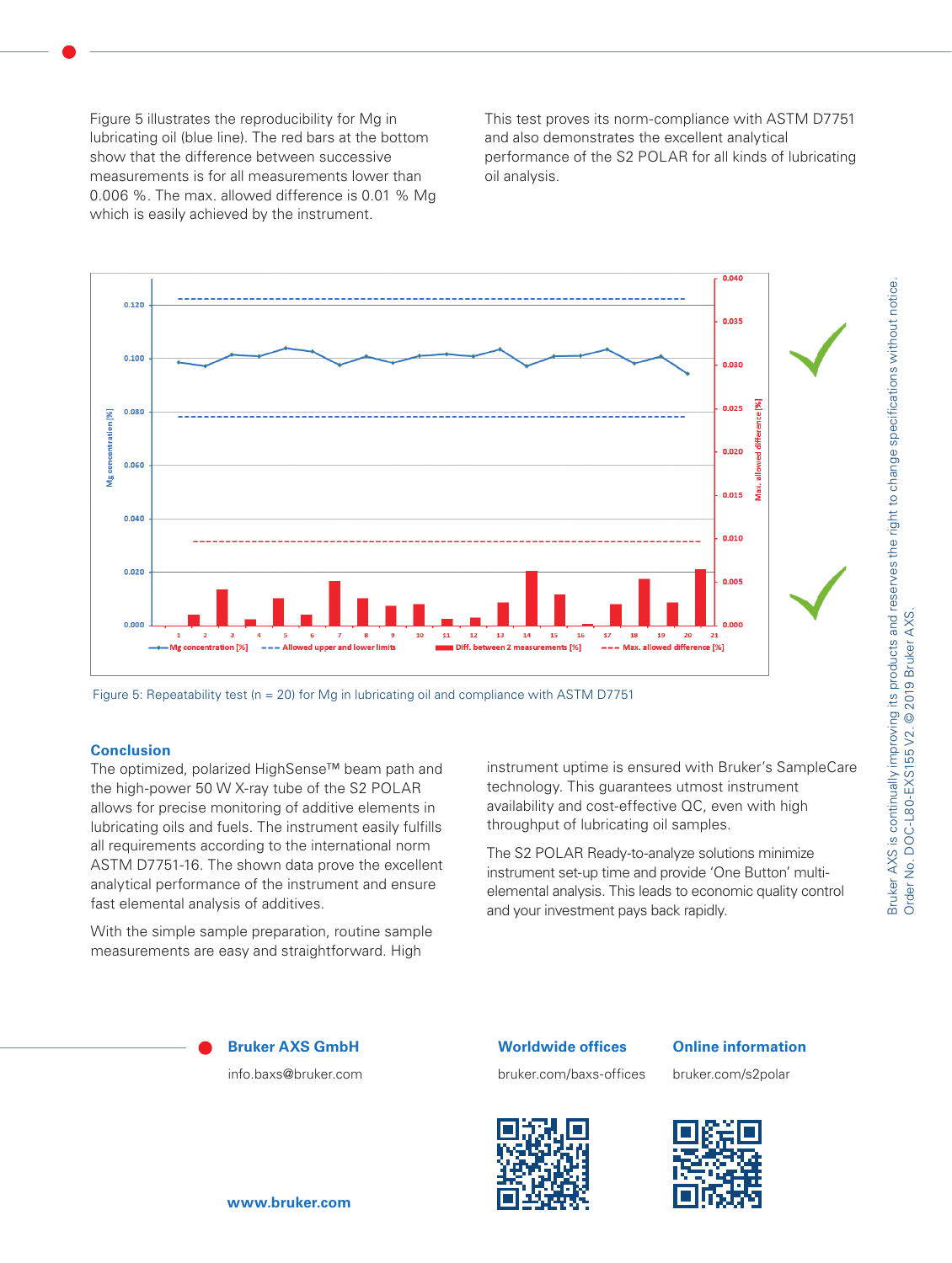Figure 5 illustrates the reproducibility for Mg in lubricating oil (blue line). The red bars at the bottom show that the difference between successive measurements is for all measurements lower than 0.006 %. The max. allowed difference is 0.01 % Mg which is easily achieved by the instrument.

This test proves its norm-compliance with ASTM D7751 and also demonstrates the excellent analytical performance of the S2 POLAR for all kinds of lubricating oil analysis.

Mg concentration [%]
0.120
0.100
0.080
0.060
0.040
0.020
0.000

Max. allowed difference [%]
0.040
0.035
0.030
0.025
0.020
0.015
0.010
0.005
0.000

1 2 3 4 5 6 7 8 9 10 11 12 13 14 15 16 17 18 19 20 21

Mg concentration [%] — Allowed upper and lower limits — Diff. between 2 measurements [%] — Max. allowed difference [%]

Figure 5: Repeatability test (n = 20) for Mg in lubricating oil and compliance with ASTM D7751

## Conclusion

The optimized, polarized HighSense™ beam path and the high-power 50 W X-ray tube of the S2 POLAR allows for precise monitoring of additive elements in lubricating oils and fuels. The instrument easily fulfills all requirements according to the international norm ASTM D7751-16. The shown data prove the excellent analytical performance of the instrument and ensure fast elemental analysis of additives.

With the simple sample preparation, routine sample measurements are easy and straightforward. High instrument uptime is ensured with Bruker's SampleCare technology. This guarantees utmost instrument availability and cost-effective QC, even with high throughput of lubricating oil samples.

The S2 POLAR Ready-to-analyze solutions minimize instrument set-up time and provide 'One Button' multi-elemental analysis. This leads to economic quality control and your investment pays back rapidly.

Bruker AXS is continually improving its products and reserves the right to change specifications without notice.
Order No. DOC-L80-EXS155 V2. © 2019 Bruker AXS.

**Bruker AXS GmbH**

info.baxs@bruker.com

**Worldwide offices**

bruker.com/baxs-offices

**Online information**

bruker.com/s2polar

**www.bruker.com**